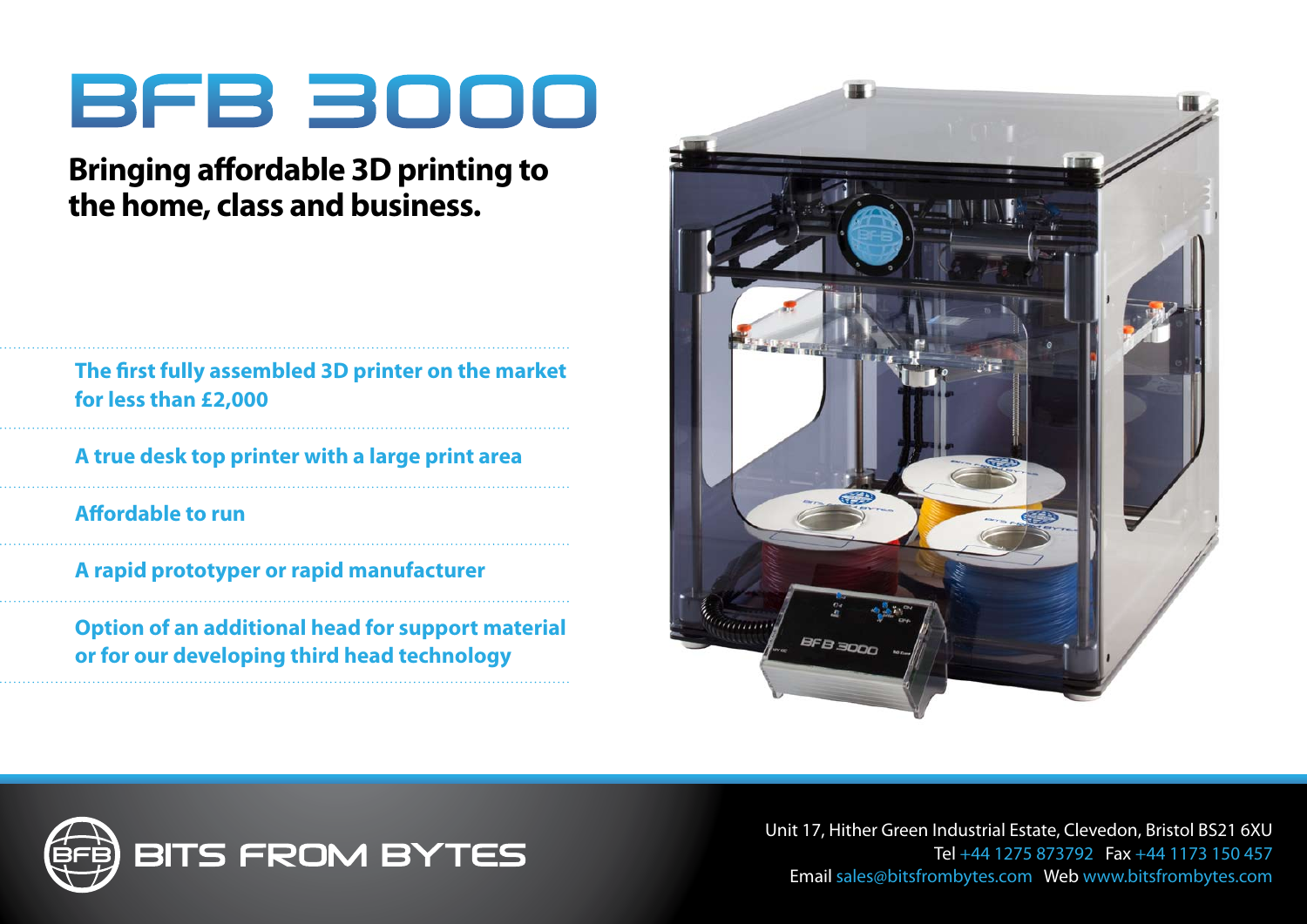# BFB 3000

## Bringing affordable 3D printing to the home, class and business.

- **The first fully assembled 3D printer on the market for less than £2,000**
- **A true desk top printer with a large print area**
- **Affordable to run**
- **A rapid prototyper or rapid manufacturer**
- **Option of an additional head for support material or for our developing third head technology**

BITS FROM BYTES

Unit 17, Hither Green Industrial Estate, Clevedon, Bristol BS21 6XU
Tel +44 1275 873792 Fax +44 1173 150 457
Email sales@bitsfrombytes.com Web www.bitsfrombytes.com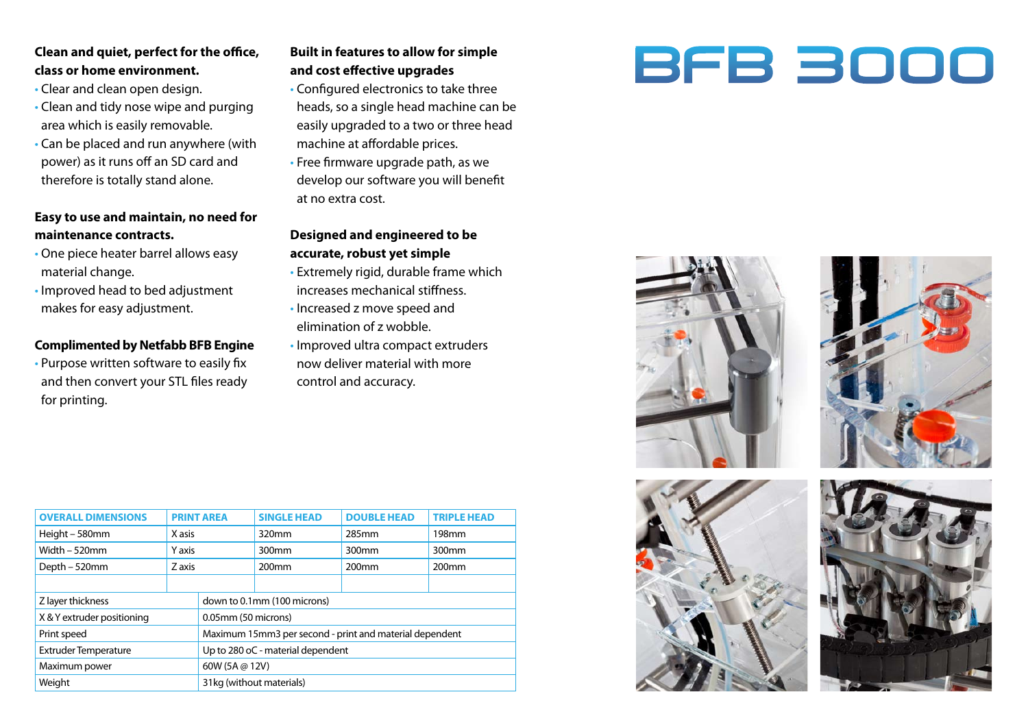# BFB 3000

**Clean and quiet, perfect for the office, class or home environment.**

- Clear and clean open design.
- Clean and tidy nose wipe and purging area which is easily removable.
- Can be placed and run anywhere (with power) as it runs off an SD card and therefore is totally stand alone.

**Easy to use and maintain, no need for maintenance contracts.**

- One piece heater barrel allows easy material change.
- Improved head to bed adjustment makes for easy adjustment.

**Complimented by Netfabb BFB Engine**

- Purpose written software to easily fix and then convert your STL files ready for printing.

**Built in features to allow for simple and cost effective upgrades**

- Configured electronics to take three heads, so a single head machine can be easily upgraded to a two or three head machine at affordable prices.
- Free firmware upgrade path, as we develop our software you will benefit at no extra cost.

**Designed and engineered to be accurate, robust yet simple**

- Extremely rigid, durable frame which increases mechanical stiffness.
- Increased z move speed and elimination of z wobble.
- Improved ultra compact extruders now deliver material with more control and accuracy.

| OVERALL DIMENSIONS | PRINT AREA | SINGLE HEAD | DOUBLE HEAD | TRIPLE HEAD |
|---|---|---|---|---|
| Height – 580mm | X asis | 320mm | 285mm | 198mm |
| Width – 520mm | Y axis | 300mm | 300mm | 300mm |
| Depth – 520mm | Z axis | 200mm | 200mm | 200mm |
| | | | | |
| Z layer thickness | down to 0.1mm (100 microns) | | | |
| X & Y extruder positioning | 0.05mm (50 microns) | | | |
| Print speed | Maximum 15mm3 per second - print and material dependent | | | |
| Extruder Temperature | Up to 280 oC - material dependent | | | |
| Maximum power | 60W (5A @ 12V) | | | |
| Weight | 31kg (without materials) | | | |